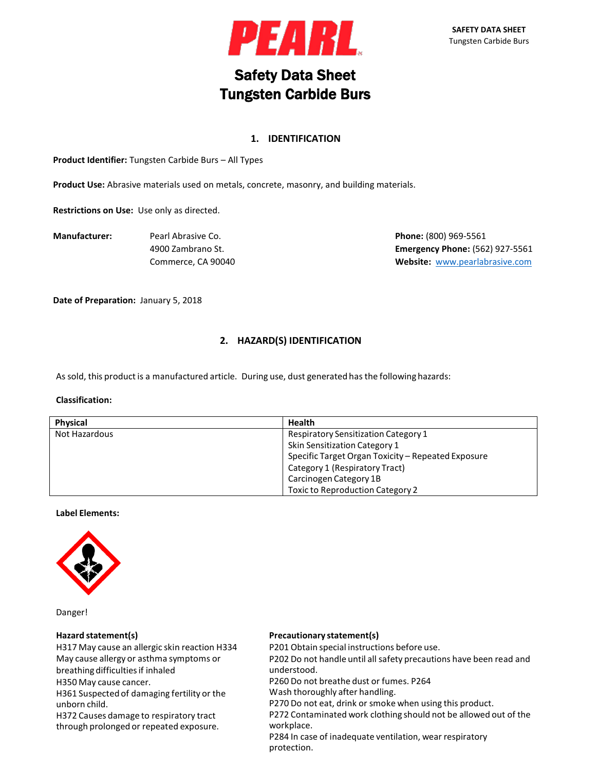# Safety Data Sheet
# Tungsten Carbide Burs

## 1. IDENTIFICATION

**Product Identifier:** Tungsten Carbide Burs – All Types

**Product Use:** Abrasive materials used on metals, concrete, masonry, and building materials.

**Restrictions on Use:** Use only as directed.

**Manufacturer:** Pearl Abrasive Co.
4900 Zambrano St.
Commerce, CA 90040

**Phone:** (800) 969-5561
**Emergency Phone:** (562) 927-5561
**Website:** www.pearlabrasive.com

**Date of Preparation:** January 5, 2018

## 2. HAZARD(S) IDENTIFICATION

As sold, this product is a manufactured article. During use, dust generated has the following hazards:

**Classification:**

| Physical | Health |
|---|---|
| Not Hazardous | Respiratory Sensitization Category 1<br>Skin Sensitization Category 1<br>Specific Target Organ Toxicity – Repeated Exposure Category 1 (Respiratory Tract)<br>Carcinogen Category 1B<br>Toxic to Reproduction Category 2 |

**Label Elements:**

Danger!

**Hazard statement(s)**

H317 May cause an allergic skin reaction H334 May cause allergy or asthma symptoms or breathing difficulties if inhaled
H350 May cause cancer.
H361 Suspected of damaging fertility or the unborn child.
H372 Causes damage to respiratory tract through prolonged or repeated exposure.

**Precautionary statement(s)**

P201 Obtain special instructions before use.
P202 Do not handle until all safety precautions have been read and understood.
P260 Do not breathe dust or fumes. P264 Wash thoroughly after handling.
P270 Do not eat, drink or smoke when using this product.
P272 Contaminated work clothing should not be allowed out of the workplace.
P284 In case of inadequate ventilation, wear respiratory protection.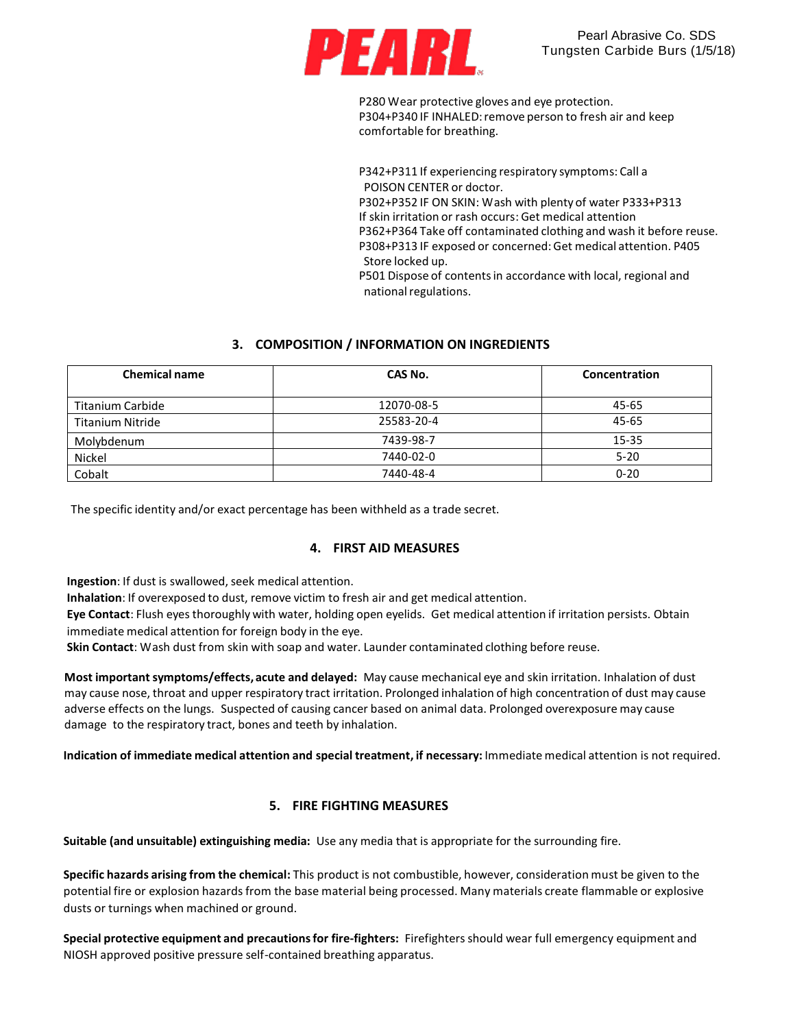P280 Wear protective gloves and eye protection.
P304+P340 IF INHALED: remove person to fresh air and keep comfortable for breathing.

P342+P311 If experiencing respiratory symptoms: Call a POISON CENTER or doctor.
P302+P352 IF ON SKIN: Wash with plenty of water P333+P313 If skin irritation or rash occurs: Get medical attention
P362+P364 Take off contaminated clothing and wash it before reuse.
P308+P313 IF exposed or concerned: Get medical attention. P405 Store locked up.
P501 Dispose of contents in accordance with local, regional and national regulations.

## 3. COMPOSITION / INFORMATION ON INGREDIENTS

| Chemical name | CAS No. | Concentration |
|---|---|---|
| Titanium Carbide | 12070-08-5 | 45-65 |
| Titanium Nitride | 25583-20-4 | 45-65 |
| Molybdenum | 7439-98-7 | 15-35 |
| Nickel | 7440-02-0 | 5-20 |
| Cobalt | 7440-48-4 | 0-20 |

The specific identity and/or exact percentage has been withheld as a trade secret.

## 4. FIRST AID MEASURES

**Ingestion**: If dust is swallowed, seek medical attention.
**Inhalation**: If overexposed to dust, remove victim to fresh air and get medical attention.
**Eye Contact**: Flush eyes thoroughly with water, holding open eyelids. Get medical attention if irritation persists. Obtain immediate medical attention for foreign body in the eye.
**Skin Contact**: Wash dust from skin with soap and water. Launder contaminated clothing before reuse.

**Most important symptoms/effects, acute and delayed:** May cause mechanical eye and skin irritation. Inhalation of dust may cause nose, throat and upper respiratory tract irritation. Prolonged inhalation of high concentration of dust may cause adverse effects on the lungs. Suspected of causing cancer based on animal data. Prolonged overexposure may cause damage to the respiratory tract, bones and teeth by inhalation.

**Indication of immediate medical attention and special treatment, if necessary:** Immediate medical attention is not required.

## 5. FIRE FIGHTING MEASURES

**Suitable (and unsuitable) extinguishing media:** Use any media that is appropriate for the surrounding fire.

**Specific hazards arising from the chemical:** This product is not combustible, however, consideration must be given to the potential fire or explosion hazards from the base material being processed. Many materials create flammable or explosive dusts or turnings when machined or ground.

**Special protective equipment and precautions for fire-fighters:** Firefighters should wear full emergency equipment and NIOSH approved positive pressure self-contained breathing apparatus.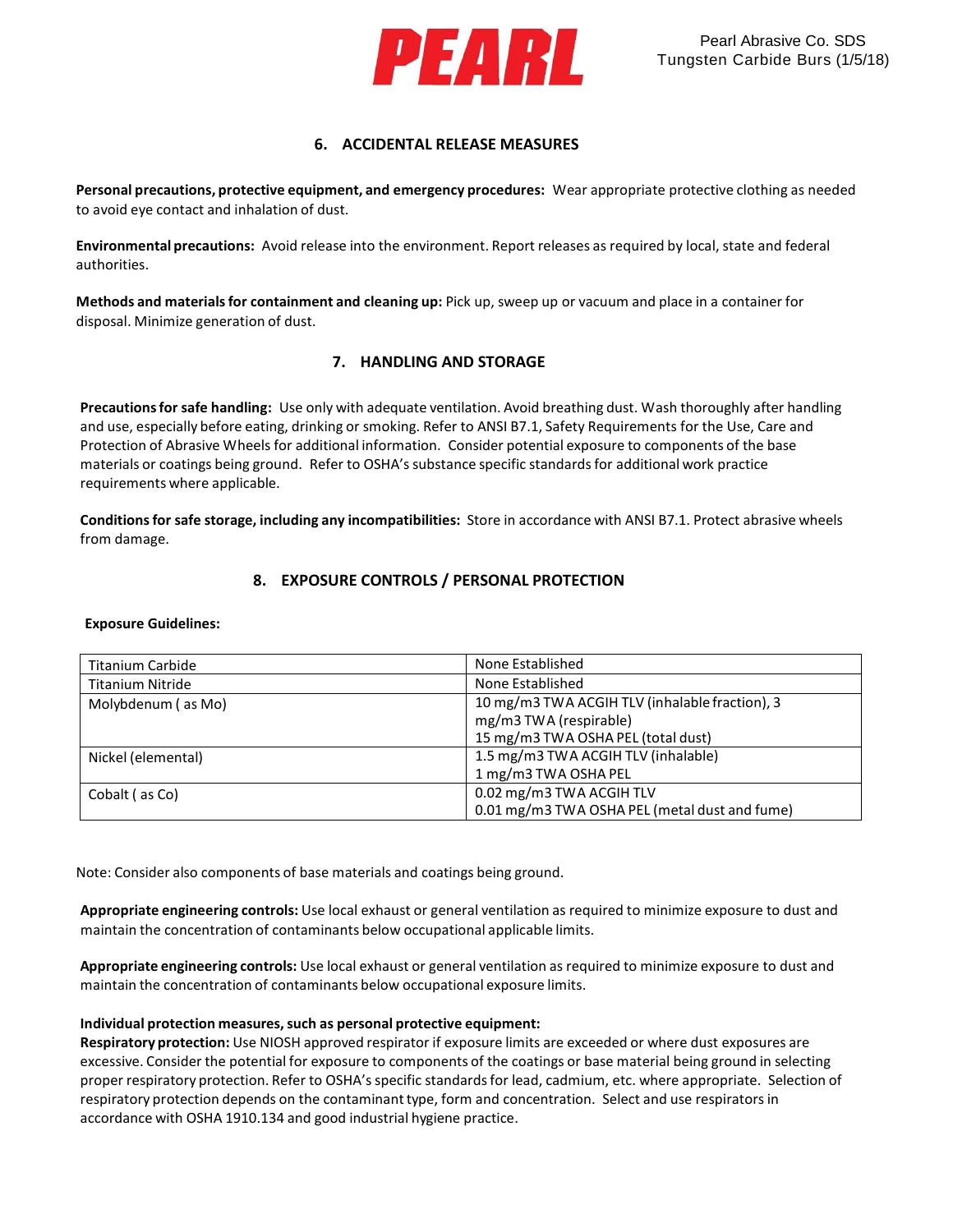## 6. ACCIDENTAL RELEASE MEASURES

**Personal precautions, protective equipment, and emergency procedures:** Wear appropriate protective clothing as needed to avoid eye contact and inhalation of dust.

**Environmental precautions:** Avoid release into the environment. Report releases as required by local, state and federal authorities.

**Methods and materials for containment and cleaning up:** Pick up, sweep up or vacuum and place in a container for disposal. Minimize generation of dust.

## 7. HANDLING AND STORAGE

**Precautions for safe handling:** Use only with adequate ventilation. Avoid breathing dust. Wash thoroughly after handling and use, especially before eating, drinking or smoking. Refer to ANSI B7.1, Safety Requirements for the Use, Care and Protection of Abrasive Wheels for additional information. Consider potential exposure to components of the base materials or coatings being ground. Refer to OSHA's substance specific standards for additional work practice requirements where applicable.

**Conditions for safe storage, including any incompatibilities:** Store in accordance with ANSI B7.1. Protect abrasive wheels from damage.

## 8. EXPOSURE CONTROLS / PERSONAL PROTECTION

**Exposure Guidelines:**

| | |
|---|---|
| Titanium Carbide | None Established |
| Titanium Nitride | None Established |
| Molybdenum ( as Mo) | 10 mg/m3 TWA ACGIH TLV (inhalable fraction), 3 mg/m3 TWA (respirable)<br>15 mg/m3 TWA OSHA PEL (total dust) |
| Nickel (elemental) | 1.5 mg/m3 TWA ACGIH TLV (inhalable)<br>1 mg/m3 TWA OSHA PEL |
| Cobalt ( as Co) | 0.02 mg/m3 TWA ACGIH TLV<br>0.01 mg/m3 TWA OSHA PEL (metal dust and fume) |

Note: Consider also components of base materials and coatings being ground.

**Appropriate engineering controls:** Use local exhaust or general ventilation as required to minimize exposure to dust and maintain the concentration of contaminants below occupational applicable limits.

**Appropriate engineering controls:** Use local exhaust or general ventilation as required to minimize exposure to dust and maintain the concentration of contaminants below occupational exposure limits.

**Individual protection measures, such as personal protective equipment:**
**Respiratory protection:** Use NIOSH approved respirator if exposure limits are exceeded or where dust exposures are excessive. Consider the potential for exposure to components of the coatings or base material being ground in selecting proper respiratory protection. Refer to OSHA's specific standards for lead, cadmium, etc. where appropriate. Selection of respiratory protection depends on the contaminant type, form and concentration. Select and use respirators in accordance with OSHA 1910.134 and good industrial hygiene practice.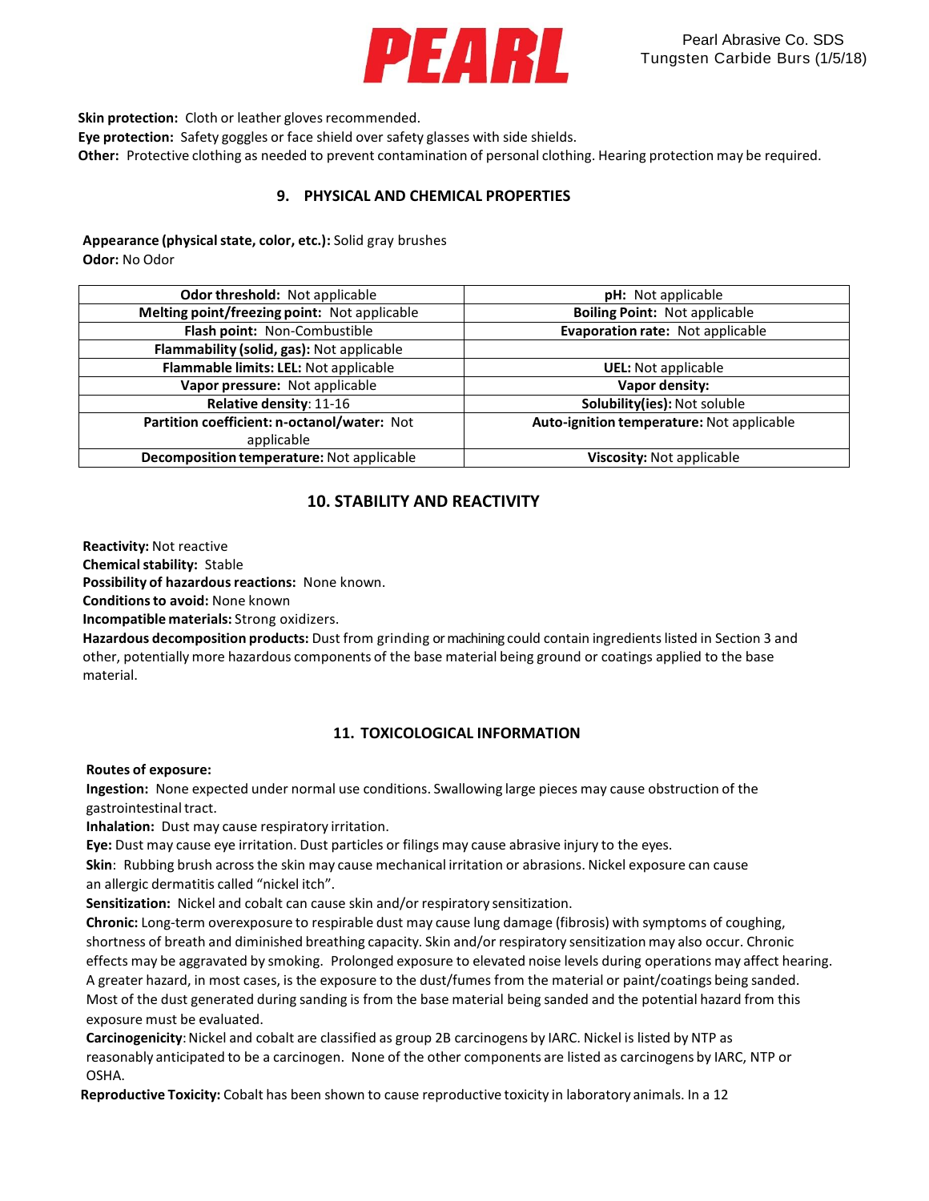**Skin protection:** Cloth or leather gloves recommended.
**Eye protection:** Safety goggles or face shield over safety glasses with side shields.
**Other:** Protective clothing as needed to prevent contamination of personal clothing. Hearing protection may be required.

## 9. PHYSICAL AND CHEMICAL PROPERTIES

**Appearance (physical state, color, etc.):** Solid gray brushes
**Odor:** No Odor

| | |
|---|---|
| **Odor threshold:** Not applicable | **pH:** Not applicable |
| **Melting point/freezing point:** Not applicable | **Boiling Point:** Not applicable |
| **Flash point:** Non-Combustible | **Evaporation rate:** Not applicable |
| **Flammability (solid, gas):** Not applicable | |
| **Flammable limits: LEL:** Not applicable | **UEL:** Not applicable |
| **Vapor pressure:** Not applicable | **Vapor density:** |
| **Relative density**: 11-16 | **Solubility(ies):** Not soluble |
| **Partition coefficient: n-octanol/water:** Not applicable | **Auto-ignition temperature:** Not applicable |
| **Decomposition temperature:** Not applicable | **Viscosity:** Not applicable |

## 10. STABILITY AND REACTIVITY

**Reactivity:** Not reactive
**Chemical stability:** Stable
**Possibility of hazardous reactions:** None known.
**Conditions to avoid:** None known
**Incompatible materials:** Strong oxidizers.
**Hazardous decomposition products:** Dust from grinding or machining could contain ingredients listed in Section 3 and other, potentially more hazardous components of the base material being ground or coatings applied to the base material.

## 11. TOXICOLOGICAL INFORMATION

**Routes of exposure:**
**Ingestion:** None expected under normal use conditions. Swallowing large pieces may cause obstruction of the gastrointestinal tract.
**Inhalation:** Dust may cause respiratory irritation.
**Eye:** Dust may cause eye irritation. Dust particles or filings may cause abrasive injury to the eyes.
**Skin**: Rubbing brush across the skin may cause mechanical irritation or abrasions. Nickel exposure can cause an allergic dermatitis called "nickel itch".
**Sensitization:** Nickel and cobalt can cause skin and/or respiratory sensitization.
**Chronic:** Long-term overexposure to respirable dust may cause lung damage (fibrosis) with symptoms of coughing, shortness of breath and diminished breathing capacity. Skin and/or respiratory sensitization may also occur. Chronic effects may be aggravated by smoking. Prolonged exposure to elevated noise levels during operations may affect hearing. A greater hazard, in most cases, is the exposure to the dust/fumes from the material or paint/coatings being sanded. Most of the dust generated during sanding is from the base material being sanded and the potential hazard from this exposure must be evaluated.
**Carcinogenicity**: Nickel and cobalt are classified as group 2B carcinogens by IARC. Nickel is listed by NTP as reasonably anticipated to be a carcinogen. None of the other components are listed as carcinogens by IARC, NTP or OSHA.
**Reproductive Toxicity:** Cobalt has been shown to cause reproductive toxicity in laboratory animals. In a 12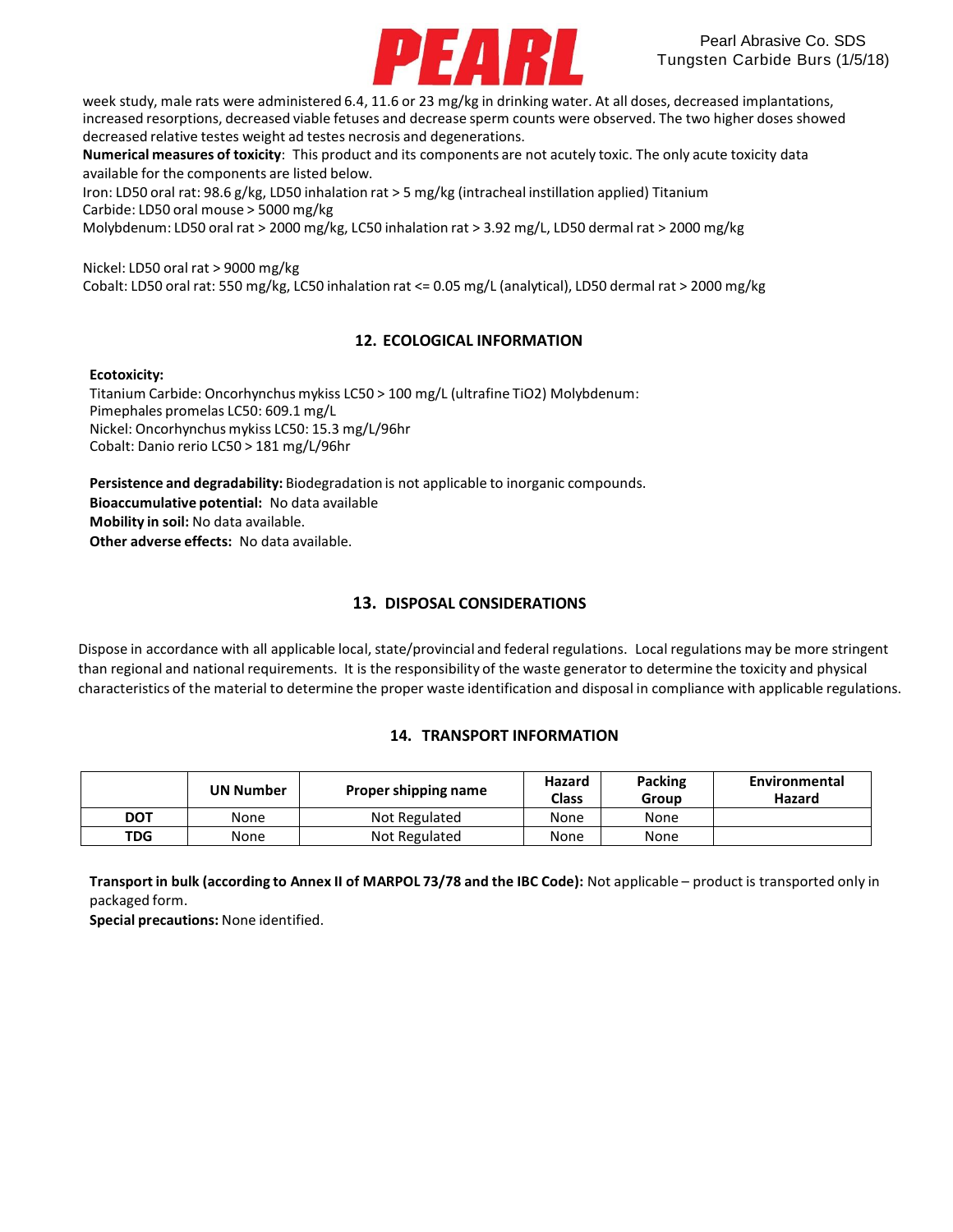week study, male rats were administered 6.4, 11.6 or 23 mg/kg in drinking water. At all doses, decreased implantations, increased resorptions, decreased viable fetuses and decrease sperm counts were observed. The two higher doses showed decreased relative testes weight ad testes necrosis and degenerations.

**Numerical measures of toxicity**: This product and its components are not acutely toxic. The only acute toxicity data available for the components are listed below.

Iron: LD50 oral rat: 98.6 g/kg, LD50 inhalation rat > 5 mg/kg (intracheal instillation applied) Titanium Carbide: LD50 oral mouse > 5000 mg/kg

Molybdenum: LD50 oral rat > 2000 mg/kg, LC50 inhalation rat > 3.92 mg/L, LD50 dermal rat > 2000 mg/kg

Nickel: LD50 oral rat > 9000 mg/kg

Cobalt: LD50 oral rat: 550 mg/kg, LC50 inhalation rat <= 0.05 mg/L (analytical), LD50 dermal rat > 2000 mg/kg

## 12. ECOLOGICAL INFORMATION

**Ecotoxicity:**

Titanium Carbide: Oncorhynchus mykiss LC50 > 100 mg/L (ultrafine $TiO_2$) Molybdenum: Pimephales promelas LC50: 609.1 mg/L

Nickel: Oncorhynchus mykiss LC50: 15.3 mg/L/96hr

Cobalt: Danio rerio LC50 > 181 mg/L/96hr

**Persistence and degradability:** Biodegradation is not applicable to inorganic compounds.

**Bioaccumulative potential:** No data available

**Mobility in soil:** No data available.

**Other adverse effects:** No data available.

## 13. DISPOSAL CONSIDERATIONS

Dispose in accordance with all applicable local, state/provincial and federal regulations. Local regulations may be more stringent than regional and national requirements. It is the responsibility of the waste generator to determine the toxicity and physical characteristics of the material to determine the proper waste identification and disposal in compliance with applicable regulations.

## 14. TRANSPORT INFORMATION

| | UN Number | Proper shipping name | Hazard Class | Packing Group | Environmental Hazard |
|---|---|---|---|---|---|
| **DOT** | None | Not Regulated | None | None | |
| **TDG** | None | Not Regulated | None | None | |

**Transport in bulk (according to Annex II of MARPOL 73/78 and the IBC Code):** Not applicable – product is transported only in packaged form.

**Special precautions:** None identified.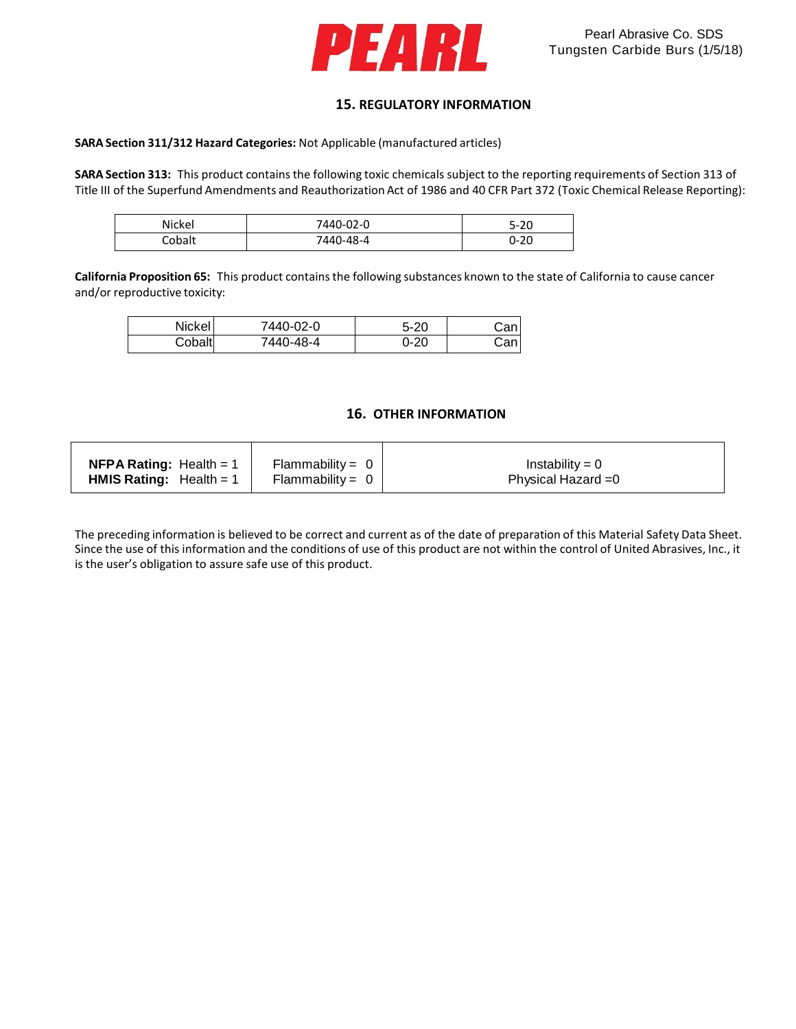## 15. REGULATORY INFORMATION

**SARA Section 311/312 Hazard Categories:** Not Applicable (manufactured articles)

**SARA Section 313:** This product contains the following toxic chemicals subject to the reporting requirements of Section 313 of Title III of the Superfund Amendments and Reauthorization Act of 1986 and 40 CFR Part 372 (Toxic Chemical Release Reporting):

| | | |
|---|---|---|
| Nickel | 7440-02-0 | 5-20 |
| Cobalt | 7440-48-4 | 0-20 |

**California Proposition 65:** This product contains the following substances known to the state of California to cause cancer and/or reproductive toxicity:

| | | | |
|---|---|---|---|
| Nickel | 7440-02-0 | 5-20 | Can |
| Cobalt | 7440-48-4 | 0-20 | Can |

## 16. OTHER INFORMATION

| | | |
|---|---|---|
| **NFPA Rating:** Health = 1 | Flammability = 0 | Instability = 0 |
| **HMIS Rating:** Health = 1 | Flammability = 0 | Physical Hazard =0 |

The preceding information is believed to be correct and current as of the date of preparation of this Material Safety Data Sheet. Since the use of this information and the conditions of use of this product are not within the control of United Abrasives, Inc., it is the user's obligation to assure safe use of this product.